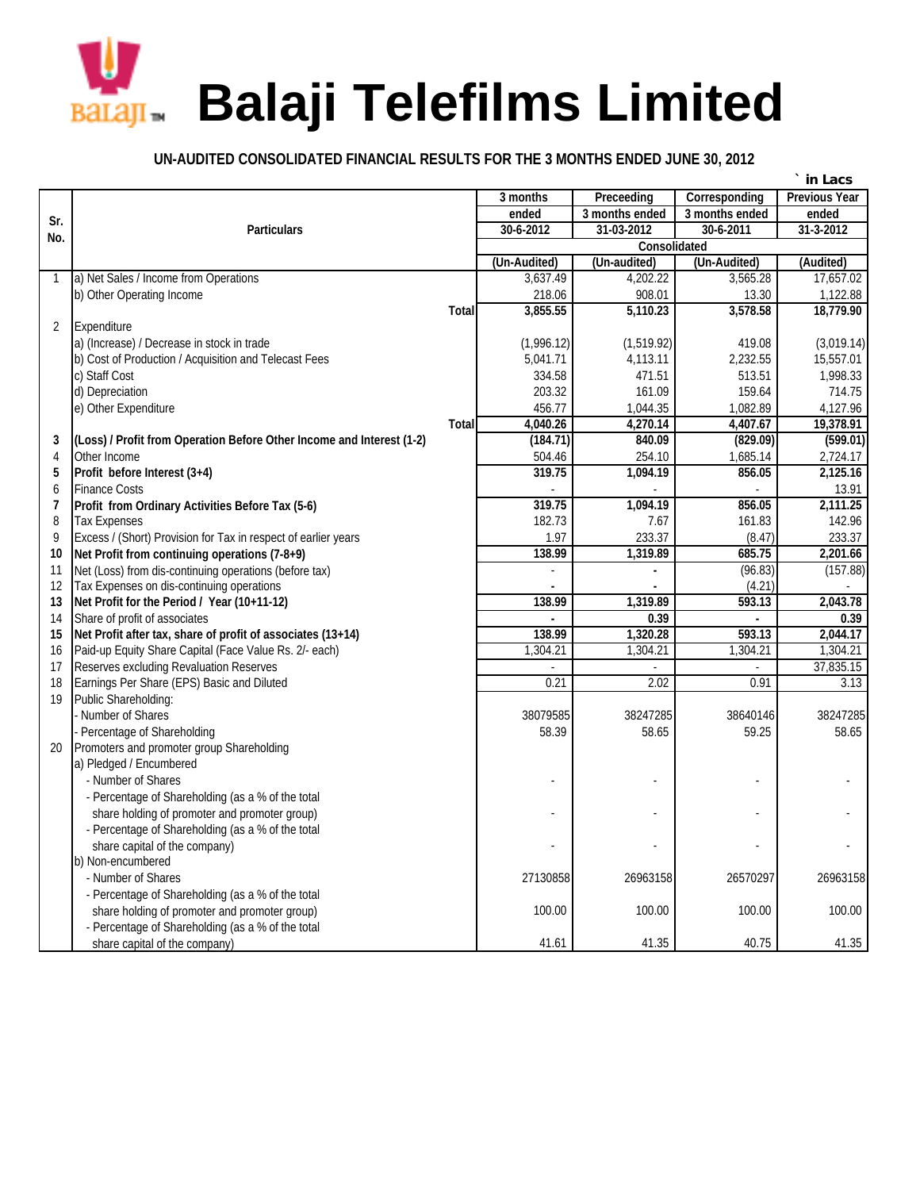# Balaji Telefilms Limited

## UN-AUDITED CONSOLIDATED FINANCIAL RESULTS FOR THE 3 MONTHS ENDED JUNE 30, 2012

` in Lacs

| Sr. No. | Particulars | 3 months ended 30-6-2012 | Preceeding 3 months ended 31-03-2012 | Corresponding 3 months ended 30-6-2011 | Previous Year ended 31-3-2012 |
|---|---|---|---|---|---|
| | | Consolidated | | | |
| | | (Un-Audited) | (Un-audited) | (Un-Audited) | (Audited) |
| 1 | a) Net Sales / Income from Operations | 3,637.49 | 4,202.22 | 3,565.28 | 17,657.02 |
| | b) Other Operating Income | 218.06 | 908.01 | 13.30 | 1,122.88 |
| | **Total** | **3,855.55** | **5,110.23** | **3,578.58** | **18,779.90** |
| 2 | Expenditure | | | | |
| | a) (Increase) / Decrease in stock in trade | (1,996.12) | (1,519.92) | 419.08 | (3,019.14) |
| | b) Cost of Production / Acquisition and Telecast Fees | 5,041.71 | 4,113.11 | 2,232.55 | 15,557.01 |
| | c) Staff Cost | 334.58 | 471.51 | 513.51 | 1,998.33 |
| | d) Depreciation | 203.32 | 161.09 | 159.64 | 714.75 |
| | e) Other Expenditure | 456.77 | 1,044.35 | 1,082.89 | 4,127.96 |
| | **Total** | **4,040.26** | **4,270.14** | **4,407.67** | **19,378.91** |
| **3** | **(Loss) / Profit from Operation Before Other Income and Interest (1-2)** | **(184.71)** | **840.09** | **(829.09)** | **(599.01)** |
| 4 | Other Income | 504.46 | 254.10 | 1,685.14 | 2,724.17 |
| **5** | **Profit before Interest (3+4)** | **319.75** | **1,094.19** | **856.05** | **2,125.16** |
| 6 | Finance Costs | - | - | - | 13.91 |
| **7** | **Profit from Ordinary Activities Before Tax (5-6)** | **319.75** | **1,094.19** | **856.05** | **2,111.25** |
| 8 | Tax Expenses | 182.73 | 7.67 | 161.83 | 142.96 |
| 9 | Excess / (Short) Provision for Tax in respect of earlier years | 1.97 | 233.37 | (8.47) | 233.37 |
| **10** | **Net Profit from continuing operations (7-8+9)** | **138.99** | **1,319.89** | **685.75** | **2,201.66** |
| 11 | Net (Loss) from dis-continuing operations (before tax) | - | - | (96.83) | (157.88) |
| 12 | Tax Expenses on dis-continuing operations | - | - | (4.21) | - |
| **13** | **Net Profit for the Period / Year (10+11-12)** | **138.99** | **1,319.89** | **593.13** | **2,043.78** |
| 14 | Share of profit of associates | - | 0.39 | - | 0.39 |
| **15** | **Net Profit after tax, share of profit of associates (13+14)** | **138.99** | **1,320.28** | **593.13** | **2,044.17** |
| 16 | Paid-up Equity Share Capital (Face Value Rs. 2/- each) | 1,304.21 | 1,304.21 | 1,304.21 | 1,304.21 |
| 17 | Reserves excluding Revaluation Reserves | - | - | - | 37,835.15 |
| 18 | Earnings Per Share (EPS) Basic and Diluted | 0.21 | 2.02 | 0.91 | 3.13 |
| 19 | Public Shareholding: | | | | |
| | - Number of Shares | 38079585 | 38247285 | 38640146 | 38247285 |
| | - Percentage of Shareholding | 58.39 | 58.65 | 59.25 | 58.65 |
| 20 | Promoters and promoter group Shareholding | | | | |
| | a) Pledged / Encumbered | | | | |
| | - Number of Shares | - | - | - | - |
| | - Percentage of Shareholding (as a % of the total share holding of promoter and promoter group) | - | - | - | - |
| | - Percentage of Shareholding (as a % of the total share capital of the company) | - | - | - | - |
| | b) Non-encumbered | | | | |
| | - Number of Shares | 27130858 | 26963158 | 26570297 | 26963158 |
| | - Percentage of Shareholding (as a % of the total share holding of promoter and promoter group) | 100.00 | 100.00 | 100.00 | 100.00 |
| | - Percentage of Shareholding (as a % of the total share capital of the company) | 41.61 | 41.35 | 40.75 | 41.35 |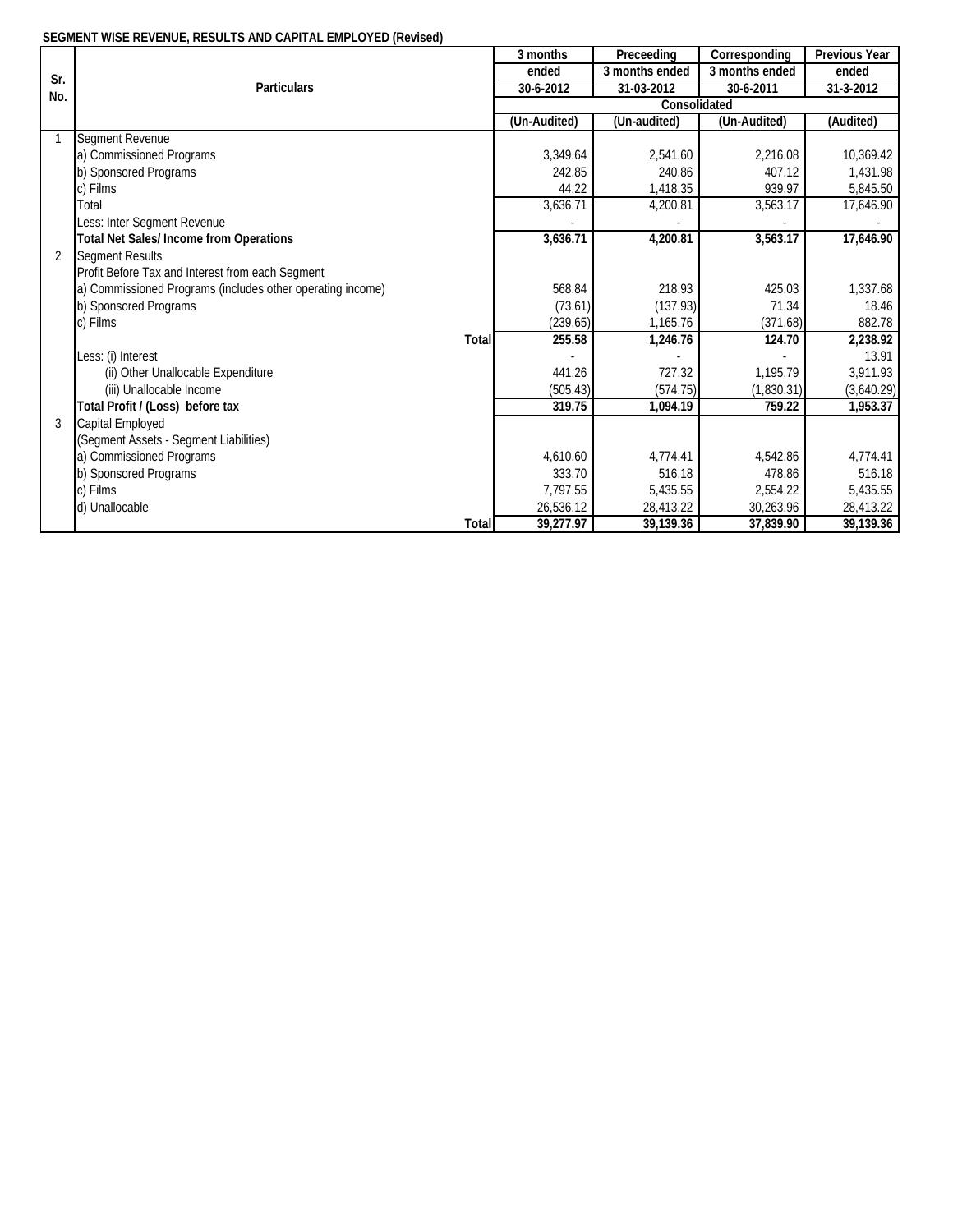**SEGMENT WISE REVENUE, RESULTS AND CAPITAL EMPLOYED (Revised)**

| Sr. No. | Particulars | 3 months ended 30-6-2012 | Preceeding 3 months ended 31-03-2012 | Corresponding 3 months ended 30-6-2011 | Previous Year ended 31-3-2012 |
|---|---|---|---|---|---|
| | | Consolidated | | | |
| | | (Un-Audited) | (Un-audited) | (Un-Audited) | (Audited) |
| 1 | Segment Revenue | | | | |
| | a) Commissioned Programs | 3,349.64 | 2,541.60 | 2,216.08 | 10,369.42 |
| | b) Sponsored Programs | 242.85 | 240.86 | 407.12 | 1,431.98 |
| | c) Films | 44.22 | 1,418.35 | 939.97 | 5,845.50 |
| | Total | 3,636.71 | 4,200.81 | 3,563.17 | 17,646.90 |
| | Less: Inter Segment Revenue | - | - | - | - |
| | **Total Net Sales/ Income from Operations** | **3,636.71** | **4,200.81** | **3,563.17** | **17,646.90** |
| 2 | Segment Results | | | | |
| | Profit Before Tax and Interest from each Segment | | | | |
| | a) Commissioned Programs (includes other operating income) | 568.84 | 218.93 | 425.03 | 1,337.68 |
| | b) Sponsored Programs | (73.61) | (137.93) | 71.34 | 18.46 |
| | c) Films | (239.65) | 1,165.76 | (371.68) | 882.78 |
| | **Total** | **255.58** | **1,246.76** | **124.70** | **2,238.92** |
| | Less: (i) Interest | - | - | - | 13.91 |
| | (ii) Other Unallocable Expenditure | 441.26 | 727.32 | 1,195.79 | 3,911.93 |
| | (iii) Unallocable Income | (505.43) | (574.75) | (1,830.31) | (3,640.29) |
| | **Total Profit / (Loss) before tax** | **319.75** | **1,094.19** | **759.22** | **1,953.37** |
| 3 | Capital Employed | | | | |
| | (Segment Assets - Segment Liabilities) | | | | |
| | a) Commissioned Programs | 4,610.60 | 4,774.41 | 4,542.86 | 4,774.41 |
| | b) Sponsored Programs | 333.70 | 516.18 | 478.86 | 516.18 |
| | c) Films | 7,797.55 | 5,435.55 | 2,554.22 | 5,435.55 |
| | d) Unallocable | 26,536.12 | 28,413.22 | 30,263.96 | 28,413.22 |
| | **Total** | **39,277.97** | **39,139.36** | **37,839.90** | **39,139.36** |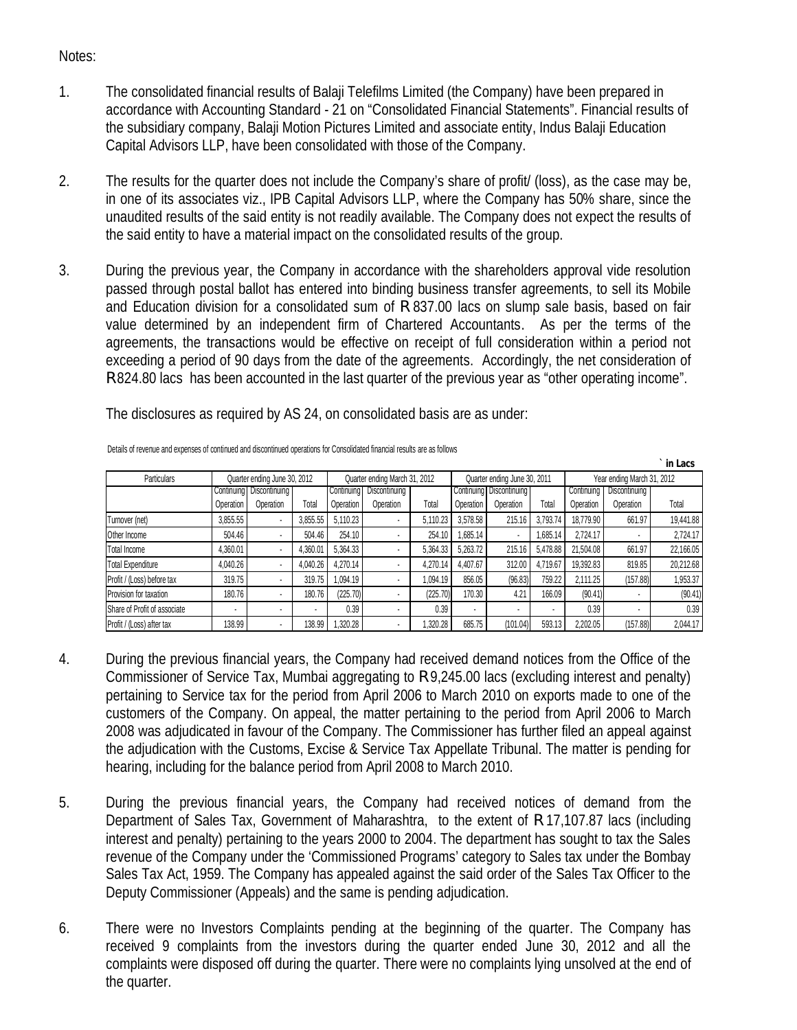Notes:

1. The consolidated financial results of Balaji Telefilms Limited (the Company) have been prepared in accordance with Accounting Standard - 21 on "Consolidated Financial Statements". Financial results of the subsidiary company, Balaji Motion Pictures Limited and associate entity, Indus Balaji Education Capital Advisors LLP, have been consolidated with those of the Company.

2. The results for the quarter does not include the Company's share of profit/ (loss), as the case may be, in one of its associates viz., IPB Capital Advisors LLP, where the Company has 50% share, since the unaudited results of the said entity is not readily available. The Company does not expect the results of the said entity to have a material impact on the consolidated results of the group.

3. During the previous year, the Company in accordance with the shareholders approval vide resolution passed through postal ballot has entered into binding business transfer agreements, to sell its Mobile and Education division for a consolidated sum of R 837.00 lacs on slump sale basis, based on fair value determined by an independent firm of Chartered Accountants. As per the terms of the agreements, the transactions would be effective on receipt of full consideration within a period not exceeding a period of 90 days from the date of the agreements. Accordingly, the net consideration of R824.80 lacs has been accounted in the last quarter of the previous year as "other operating income".

   The disclosures as required by AS 24, on consolidated basis are as under:

Details of revenue and expenses of continued and discontinued operations for Consolidated financial results are as follows

` in Lacs

| Particulars | Quarter ending June 30, 2012 | | | Quarter ending March 31, 2012 | | | Quarter ending June 30, 2011 | | | Year ending March 31, 2012 | | |
|---|---|---|---|---|---|---|---|---|---|---|---|---|
| | Continuing Operation | Discontinuing Operation | Total | Continuing Operation | Discontinuing Operation | Total | Continuing Operation | Discontinuing Operation | Total | Continuing Operation | Discontinuing Operation | Total |
| Turnover (net) | 3,855.55 | - | 3,855.55 | 5,110.23 | - | 5,110.23 | 3,578.58 | 215.16 | 3,793.74 | 18,779.90 | 661.97 | 19,441.88 |
| Other Income | 504.46 | - | 504.46 | 254.10 | - | 254.10 | 1,685.14 | - | 1,685.14 | 2,724.17 | - | 2,724.17 |
| Total Income | 4,360.01 | - | 4,360.01 | 5,364.33 | - | 5,364.33 | 5,263.72 | 215.16 | 5,478.88 | 21,504.08 | 661.97 | 22,166.05 |
| Total Expenditure | 4,040.26 | - | 4,040.26 | 4,270.14 | - | 4,270.14 | 4,407.67 | 312.00 | 4,719.67 | 19,392.83 | 819.85 | 20,212.68 |
| Profit / (Loss) before tax | 319.75 | - | 319.75 | 1,094.19 | - | 1,094.19 | 856.05 | (96.83) | 759.22 | 2,111.25 | (157.88) | 1,953.37 |
| Provision for taxation | 180.76 | - | 180.76 | (225.70) | - | (225.70) | 170.30 | 4.21 | 166.09 | (90.41) | - | (90.41) |
| Share of Profit of associate | - | - | - | 0.39 | - | 0.39 | - | - | - | 0.39 | - | 0.39 |
| Profit / (Loss) after tax | 138.99 | - | 138.99 | 1,320.28 | - | 1,320.28 | 685.75 | (101.04) | 593.13 | 2,202.05 | (157.88) | 2,044.17 |

4. During the previous financial years, the Company had received demand notices from the Office of the Commissioner of Service Tax, Mumbai aggregating to R9,245.00 lacs (excluding interest and penalty) pertaining to Service tax for the period from April 2006 to March 2010 on exports made to one of the customers of the Company. On appeal, the matter pertaining to the period from April 2006 to March 2008 was adjudicated in favour of the Company. The Commissioner has further filed an appeal against the adjudication with the Customs, Excise & Service Tax Appellate Tribunal. The matter is pending for hearing, including for the balance period from April 2008 to March 2010.

5. During the previous financial years, the Company had received notices of demand from the Department of Sales Tax, Government of Maharashtra, to the extent of R 17,107.87 lacs (including interest and penalty) pertaining to the years 2000 to 2004. The department has sought to tax the Sales revenue of the Company under the 'Commissioned Programs' category to Sales tax under the Bombay Sales Tax Act, 1959. The Company has appealed against the said order of the Sales Tax Officer to the Deputy Commissioner (Appeals) and the same is pending adjudication.

6. There were no Investors Complaints pending at the beginning of the quarter. The Company has received 9 complaints from the investors during the quarter ended June 30, 2012 and all the complaints were disposed off during the quarter. There were no complaints lying unsolved at the end of the quarter.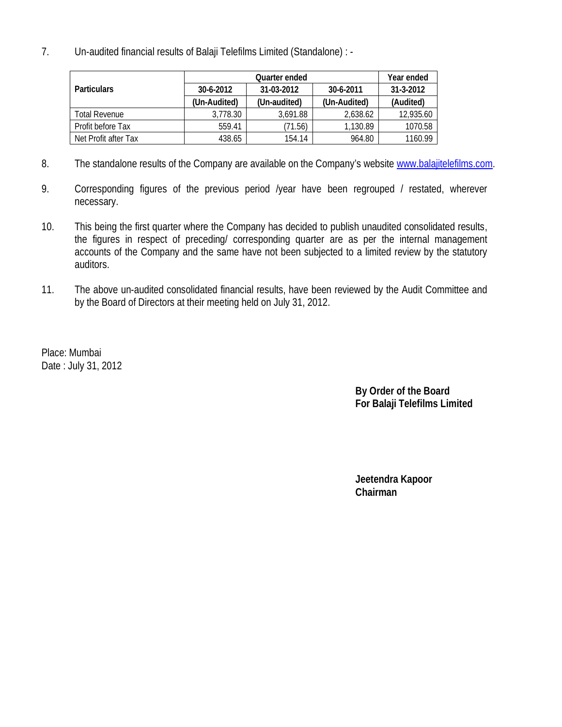7. Un-audited financial results of Balaji Telefilms Limited (Standalone) : -

| Particulars | Quarter ended | | | Year ended |
|---|---|---|---|---|
| | 30-6-2012 | 31-03-2012 | 30-6-2011 | 31-3-2012 |
| | (Un-Audited) | (Un-audited) | (Un-Audited) | (Audited) |
| Total Revenue | 3,778.30 | 3,691.88 | 2,638.62 | 12,935.60 |
| Profit before Tax | 559.41 | (71.56) | 1,130.89 | 1070.58 |
| Net Profit after Tax | 438.65 | 154.14 | 964.80 | 1160.99 |

8. The standalone results of the Company are available on the Company's website www.balajitelefilms.com.

9. Corresponding figures of the previous period /year have been regrouped / restated, wherever necessary.

10. This being the first quarter where the Company has decided to publish unaudited consolidated results, the figures in respect of preceding/ corresponding quarter are as per the internal management accounts of the Company and the same have not been subjected to a limited review by the statutory auditors.

11. The above un-audited consolidated financial results, have been reviewed by the Audit Committee and by the Board of Directors at their meeting held on July 31, 2012.

Place: Mumbai
Date : July 31, 2012

**By Order of the Board**
**For Balaji Telefilms Limited**

**Jeetendra Kapoor**
**Chairman**